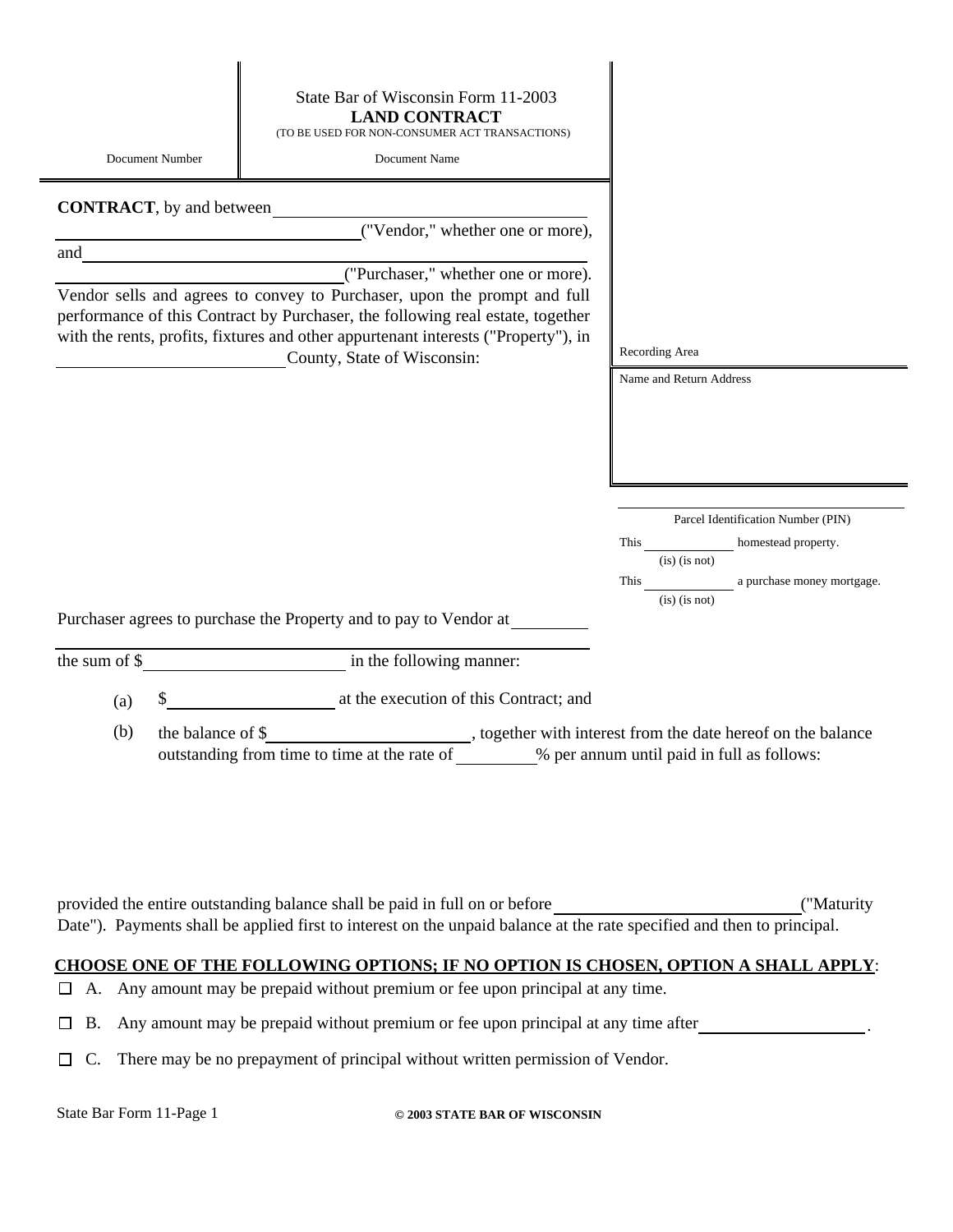State Bar of Wisconsin Form 11-2003

# LAND CONTRACT

(TO BE USED FOR NON-CONSUMER ACT TRANSACTIONS)

Document Number | Document Name

**CONTRACT**, by and between ______________________________ ("Vendor," whether one or more), and ______________________________ ("Purchaser," whether one or more).

Vendor sells and agrees to convey to Purchaser, upon the prompt and full performance of this Contract by Purchaser, the following real estate, together with the rents, profits, fixtures and other appurtenant interests ("Property"), in ______________ County, State of Wisconsin:

Recording Area

Name and Return Address

______________________________

Parcel Identification Number (PIN)

This ____________ homestead property.
(is) (is not)

This ____________ a purchase money mortgage.
(is) (is not)

Purchaser agrees to purchase the Property and to pay to Vendor at ______________________________ the sum of $______________ in the following manner:

(a) $______________ at the execution of this Contract; and

(b) the balance of $______________, together with interest from the date hereof on the balance outstanding from time to time at the rate of ________% per annum until paid in full as follows:

provided the entire outstanding balance shall be paid in full on or before ______________________ ("Maturity Date"). Payments shall be applied first to interest on the unpaid balance at the rate specified and then to principal.

**CHOOSE ONE OF THE FOLLOWING OPTIONS; IF NO OPTION IS CHOSEN, OPTION A SHALL APPLY**:

☐ A. Any amount may be prepaid without premium or fee upon principal at any time.

☐ B. Any amount may be prepaid without premium or fee upon principal at any time after ______________.

☐ C. There may be no prepayment of principal without written permission of Vendor.

© 2003 STATE BAR OF WISCONSIN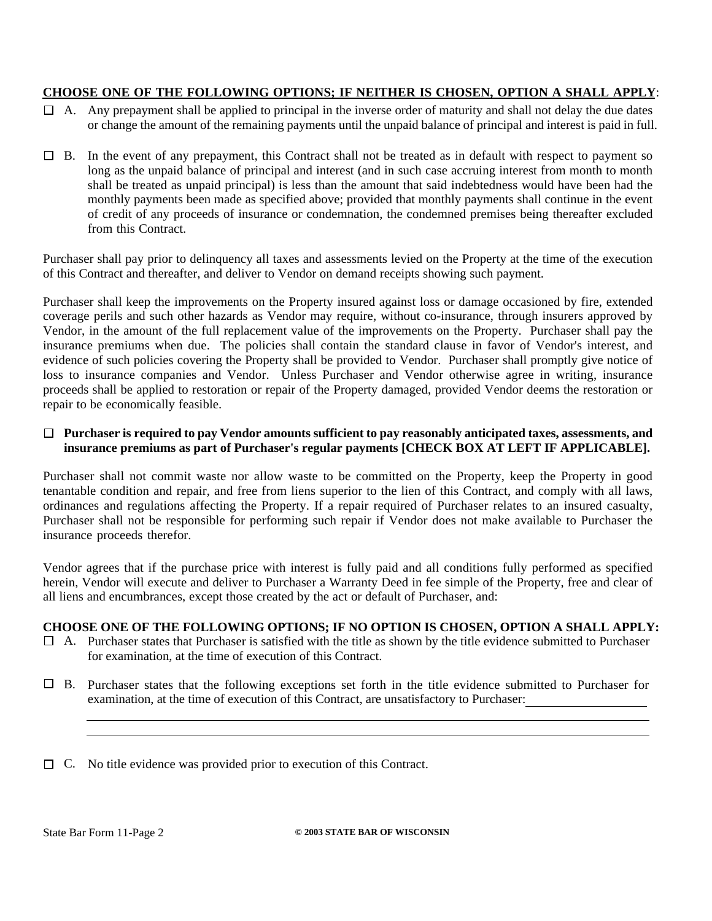**CHOOSE ONE OF THE FOLLOWING OPTIONS; IF NEITHER IS CHOSEN, OPTION A SHALL APPLY**:

☐ A. Any prepayment shall be applied to principal in the inverse order of maturity and shall not delay the due dates or change the amount of the remaining payments until the unpaid balance of principal and interest is paid in full.

☐ B. In the event of any prepayment, this Contract shall not be treated as in default with respect to payment so long as the unpaid balance of principal and interest (and in such case accruing interest from month to month shall be treated as unpaid principal) is less than the amount that said indebtedness would have been had the monthly payments been made as specified above; provided that monthly payments shall continue in the event of credit of any proceeds of insurance or condemnation, the condemned premises being thereafter excluded from this Contract.

Purchaser shall pay prior to delinquency all taxes and assessments levied on the Property at the time of the execution of this Contract and thereafter, and deliver to Vendor on demand receipts showing such payment.

Purchaser shall keep the improvements on the Property insured against loss or damage occasioned by fire, extended coverage perils and such other hazards as Vendor may require, without co-insurance, through insurers approved by Vendor, in the amount of the full replacement value of the improvements on the Property. Purchaser shall pay the insurance premiums when due. The policies shall contain the standard clause in favor of Vendor's interest, and evidence of such policies covering the Property shall be provided to Vendor. Purchaser shall promptly give notice of loss to insurance companies and Vendor. Unless Purchaser and Vendor otherwise agree in writing, insurance proceeds shall be applied to restoration or repair of the Property damaged, provided Vendor deems the restoration or repair to be economically feasible.

☐ **Purchaser is required to pay Vendor amounts sufficient to pay reasonably anticipated taxes, assessments, and insurance premiums as part of Purchaser's regular payments [CHECK BOX AT LEFT IF APPLICABLE].**

Purchaser shall not commit waste nor allow waste to be committed on the Property, keep the Property in good tenantable condition and repair, and free from liens superior to the lien of this Contract, and comply with all laws, ordinances and regulations affecting the Property. If a repair required of Purchaser relates to an insured casualty, Purchaser shall not be responsible for performing such repair if Vendor does not make available to Purchaser the insurance proceeds therefor.

Vendor agrees that if the purchase price with interest is fully paid and all conditions fully performed as specified herein, Vendor will execute and deliver to Purchaser a Warranty Deed in fee simple of the Property, free and clear of all liens and encumbrances, except those created by the act or default of Purchaser, and:

**CHOOSE ONE OF THE FOLLOWING OPTIONS; IF NO OPTION IS CHOSEN, OPTION A SHALL APPLY:**

☐ A. Purchaser states that Purchaser is satisfied with the title as shown by the title evidence submitted to Purchaser for examination, at the time of execution of this Contract.

☐ B. Purchaser states that the following exceptions set forth in the title evidence submitted to Purchaser for examination, at the time of execution of this Contract, are unsatisfactory to Purchaser: ____________________

______________________________________________________________________________

______________________________________________________________________________

☐ C. No title evidence was provided prior to execution of this Contract.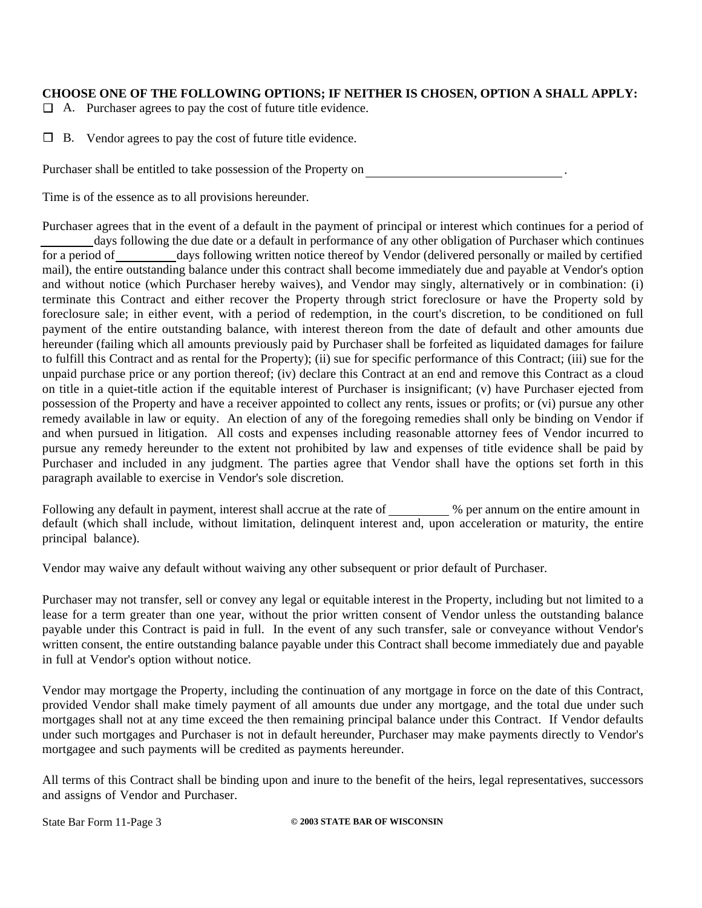**CHOOSE ONE OF THE FOLLOWING OPTIONS; IF NEITHER IS CHOSEN, OPTION A SHALL APPLY:**

☐ A. Purchaser agrees to pay the cost of future title evidence.

☐ B. Vendor agrees to pay the cost of future title evidence.

Purchaser shall be entitled to take possession of the Property on ______________________________ .

Time is of the essence as to all provisions hereunder.

Purchaser agrees that in the event of a default in the payment of principal or interest which continues for a period of ________ days following the due date or a default in performance of any other obligation of Purchaser which continues for a period of __________ days following written notice thereof by Vendor (delivered personally or mailed by certified mail), the entire outstanding balance under this contract shall become immediately due and payable at Vendor's option and without notice (which Purchaser hereby waives), and Vendor may singly, alternatively or in combination: (i) terminate this Contract and either recover the Property through strict foreclosure or have the Property sold by foreclosure sale; in either event, with a period of redemption, in the court's discretion, to be conditioned on full payment of the entire outstanding balance, with interest thereon from the date of default and other amounts due hereunder (failing which all amounts previously paid by Purchaser shall be forfeited as liquidated damages for failure to fulfill this Contract and as rental for the Property); (ii) sue for specific performance of this Contract; (iii) sue for the unpaid purchase price or any portion thereof; (iv) declare this Contract at an end and remove this Contract as a cloud on title in a quiet-title action if the equitable interest of Purchaser is insignificant; (v) have Purchaser ejected from possession of the Property and have a receiver appointed to collect any rents, issues or profits; or (vi) pursue any other remedy available in law or equity. An election of any of the foregoing remedies shall only be binding on Vendor if and when pursued in litigation. All costs and expenses including reasonable attorney fees of Vendor incurred to pursue any remedy hereunder to the extent not prohibited by law and expenses of title evidence shall be paid by Purchaser and included in any judgment. The parties agree that Vendor shall have the options set forth in this paragraph available to exercise in Vendor's sole discretion.

Following any default in payment, interest shall accrue at the rate of __________ % per annum on the entire amount in default (which shall include, without limitation, delinquent interest and, upon acceleration or maturity, the entire principal balance).

Vendor may waive any default without waiving any other subsequent or prior default of Purchaser.

Purchaser may not transfer, sell or convey any legal or equitable interest in the Property, including but not limited to a lease for a term greater than one year, without the prior written consent of Vendor unless the outstanding balance payable under this Contract is paid in full. In the event of any such transfer, sale or conveyance without Vendor's written consent, the entire outstanding balance payable under this Contract shall become immediately due and payable in full at Vendor's option without notice.

Vendor may mortgage the Property, including the continuation of any mortgage in force on the date of this Contract, provided Vendor shall make timely payment of all amounts due under any mortgage, and the total due under such mortgages shall not at any time exceed the then remaining principal balance under this Contract. If Vendor defaults under such mortgages and Purchaser is not in default hereunder, Purchaser may make payments directly to Vendor's mortgagee and such payments will be credited as payments hereunder.

All terms of this Contract shall be binding upon and inure to the benefit of the heirs, legal representatives, successors and assigns of Vendor and Purchaser.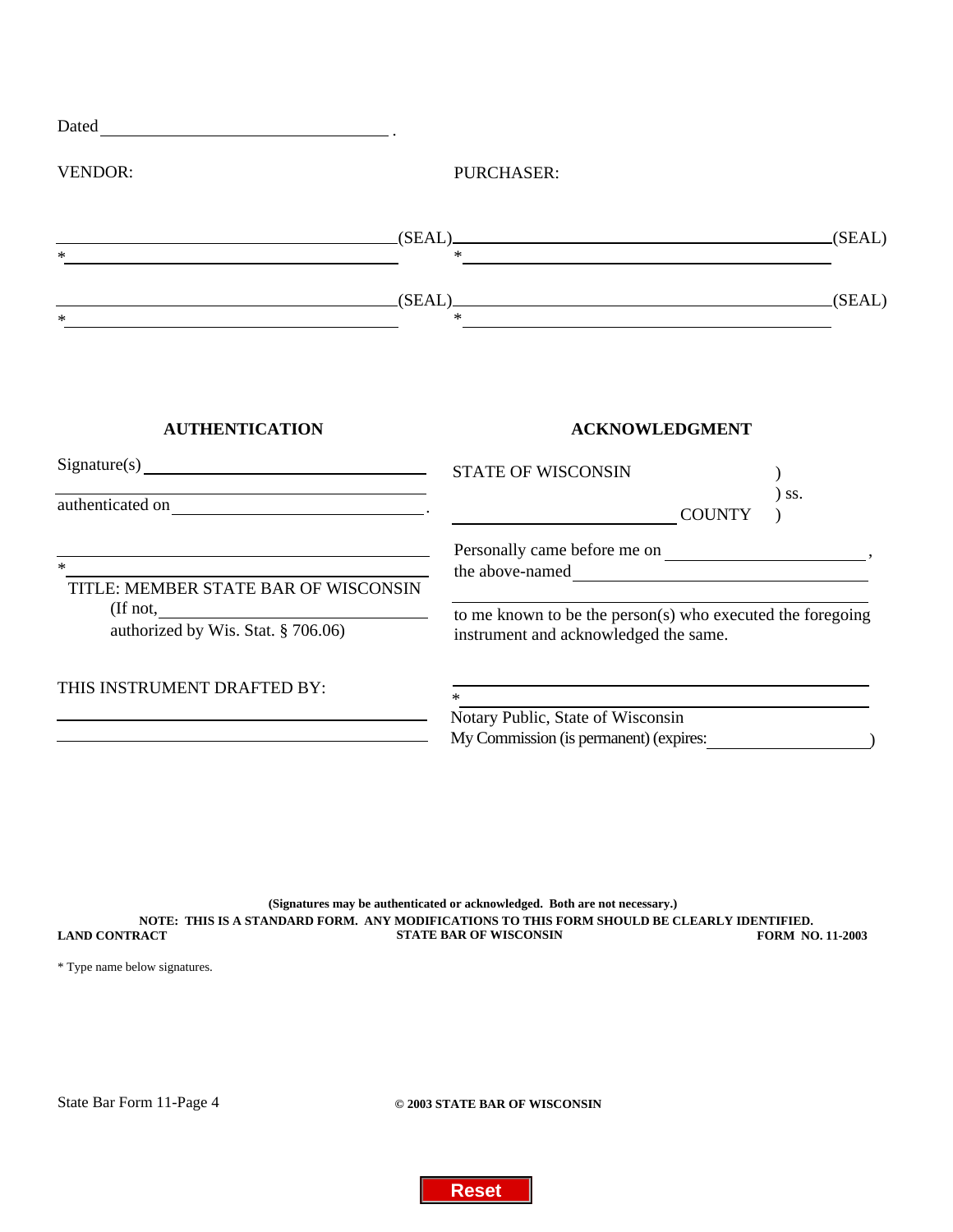Dated ______________________________ .

VENDOR:

_______________________________________ (SEAL)

* _____________________________________

_______________________________________ (SEAL)

* _____________________________________

PURCHASER:

_______________________________________ (SEAL)

* _____________________________________

_______________________________________ (SEAL)

* _____________________________________

**AUTHENTICATION**

Signature(s) ______________________________

__________________________________________

authenticated on __________________________ .

__________________________________________

* ________________________________________

TITLE: MEMBER STATE BAR OF WISCONSIN

(If not, ______________________________

authorized by Wis. Stat. § 706.06)

THIS INSTRUMENT DRAFTED BY:

__________________________________________

__________________________________________

**ACKNOWLEDGMENT**

STATE OF WISCONSIN )

) ss.

________________________ COUNTY )

Personally came before me on ____________________,
the above-named __________________________________

__________________________________________________

to me known to be the person(s) who executed the foregoing instrument and acknowledged the same.

__________________________________________________

* ________________________________________________

Notary Public, State of Wisconsin

My Commission (is permanent) (expires: ______________)

**(Signatures may be authenticated or acknowledged. Both are not necessary.)**

**NOTE: THIS IS A STANDARD FORM. ANY MODIFICATIONS TO THIS FORM SHOULD BE CLEARLY IDENTIFIED.**

**LAND CONTRACT** **STATE BAR OF WISCONSIN** **FORM NO. 11-2003**

* Type name below signatures.

**© 2003 STATE BAR OF WISCONSIN**

Reset